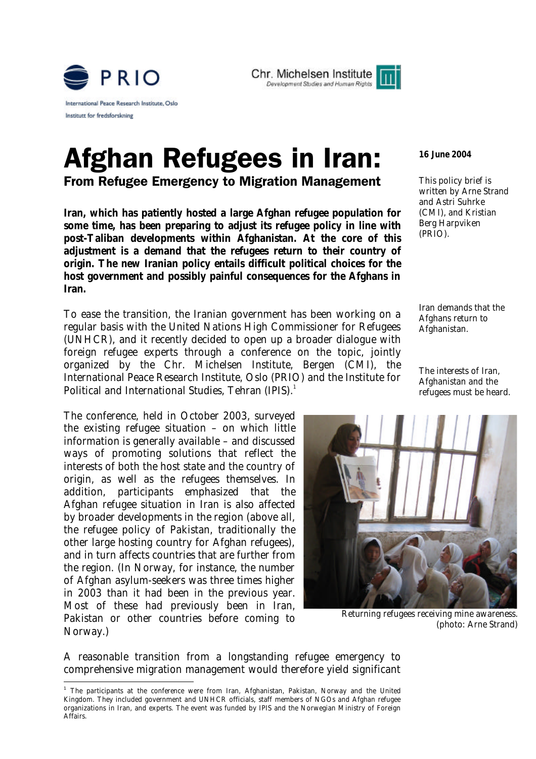# Afghan Refugees in Iran:

## From Refugee Emergency to Migration Management

**16 June 2004**

This policy brief is written by Arne Strand and Astri Suhrke (CMI), and Kristian Berg Harpviken (PRIO).

**Iran, which has patiently hosted a large Afghan refugee population for some time, has been preparing to adjust its refugee policy in line with post-Taliban developments within Afghanistan. At the core of this adjustment is a demand that the refugees return to their country of origin. The new Iranian policy entails difficult political choices for the host government and possibly painful consequences for the Afghans in Iran.**

Iran demands that the Afghans return to Afghanistan.

To ease the transition, the Iranian government has been working on a regular basis with the United Nations High Commissioner for Refugees (UNHCR), and it recently decided to open up a broader dialogue with foreign refugee experts through a conference on the topic, jointly organized by the Chr. Michelsen Institute, Bergen (CMI), the International Peace Research Institute, Oslo (PRIO) and the Institute for Political and International Studies, Tehran (IPIS).[1]

The interests of Iran, Afghanistan and the refugees must be heard.

The conference, held in October 2003, surveyed the existing refugee situation – on which little information is generally available – and discussed ways of promoting solutions that reflect the interests of both the host state and the country of origin, as well as the refugees themselves. In addition, participants emphasized that the Afghan refugee situation in Iran is also affected by broader developments in the region (above all, the refugee policy of Pakistan, traditionally the other large hosting country for Afghan refugees), and in turn affects countries that are further from the region. (In Norway, for instance, the number of Afghan asylum-seekers was three times higher in 2003 than it had been in the previous year. Most of these had previously been in Iran, Pakistan or other countries before coming to Norway.)

Returning refugees receiving mine awareness. (photo: Arne Strand)

A reasonable transition from a longstanding refugee emergency to comprehensive migration management would therefore yield significant

[1] The participants at the conference were from Iran, Afghanistan, Pakistan, Norway and the United Kingdom. They included government and UNHCR officials, staff members of NGOs and Afghan refugee organizations in Iran, and experts. The event was funded by IPIS and the Norwegian Ministry of Foreign Affairs.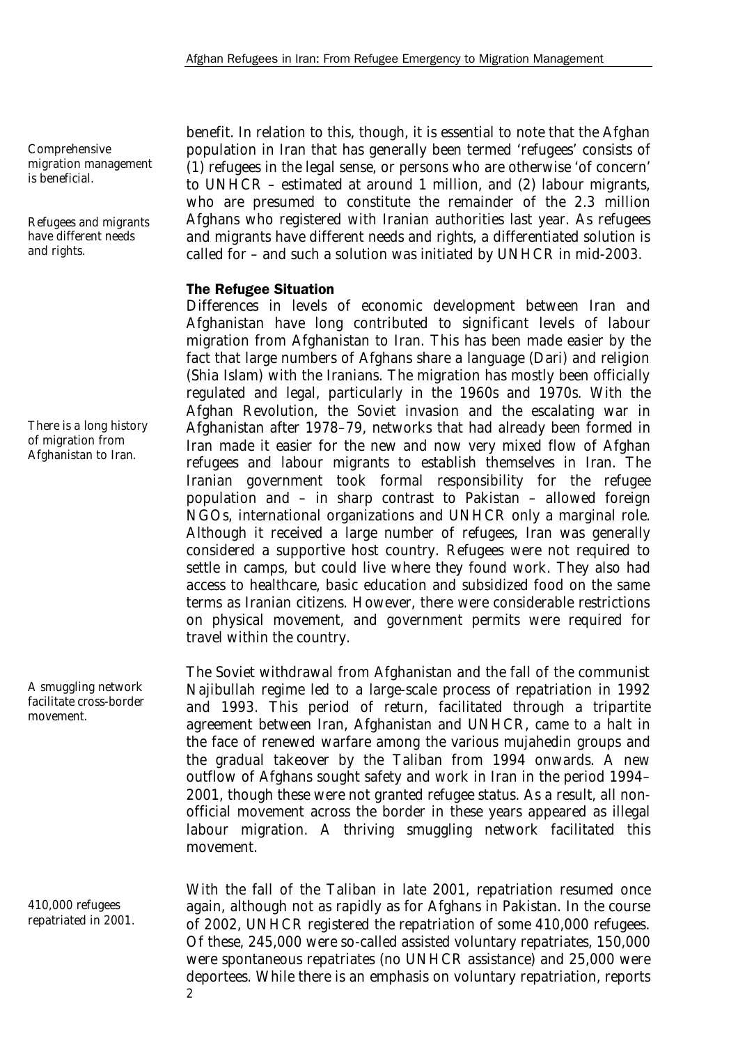*Comprehensive migration management is beneficial.*

*Refugees and migrants have different needs and rights.*

benefit. In relation to this, though, it is essential to note that the Afghan population in Iran that has generally been termed 'refugees' consists of (1) refugees in the legal sense, or persons who are otherwise 'of concern' to UNHCR – estimated at around 1 million, and (2) labour migrants, who are presumed to constitute the remainder of the 2.3 million Afghans who registered with Iranian authorities last year. As refugees and migrants have different needs and rights, a differentiated solution is called for – and such a solution was initiated by UNHCR in mid-2003.

### The Refugee Situation

*There is a long history of migration from Afghanistan to Iran.*

Differences in levels of economic development between Iran and Afghanistan have long contributed to significant levels of labour migration from Afghanistan to Iran. This has been made easier by the fact that large numbers of Afghans share a language (Dari) and religion (Shia Islam) with the Iranians. The migration has mostly been officially regulated and legal, particularly in the 1960s and 1970s. With the Afghan Revolution, the Soviet invasion and the escalating war in Afghanistan after 1978–79, networks that had already been formed in Iran made it easier for the new and now very mixed flow of Afghan refugees and labour migrants to establish themselves in Iran. The Iranian government took formal responsibility for the refugee population and – in sharp contrast to Pakistan – allowed foreign NGOs, international organizations and UNHCR only a marginal role. Although it received a large number of refugees, Iran was generally considered a supportive host country. Refugees were not required to settle in camps, but could live where they found work. They also had access to healthcare, basic education and subsidized food on the same terms as Iranian citizens. However, there were considerable restrictions on physical movement, and government permits were required for travel within the country.

*A smuggling network facilitate cross-border movement.*

The Soviet withdrawal from Afghanistan and the fall of the communist Najibullah regime led to a large-scale process of repatriation in 1992 and 1993. This period of return, facilitated through a tripartite agreement between Iran, Afghanistan and UNHCR, came to a halt in the face of renewed warfare among the various mujahedin groups and the gradual takeover by the Taliban from 1994 onwards. A new outflow of Afghans sought safety and work in Iran in the period 1994–2001, though these were not granted refugee status. As a result, all non-official movement across the border in these years appeared as illegal labour migration. A thriving smuggling network facilitated this movement.

*410,000 refugees repatriated in 2001.*

With the fall of the Taliban in late 2001, repatriation resumed once again, although not as rapidly as for Afghans in Pakistan. In the course of 2002, UNHCR registered the repatriation of some 410,000 refugees. Of these, 245,000 were so-called assisted voluntary repatriates, 150,000 were spontaneous repatriates (no UNHCR assistance) and 25,000 were deportees. While there is an emphasis on voluntary repatriation, reports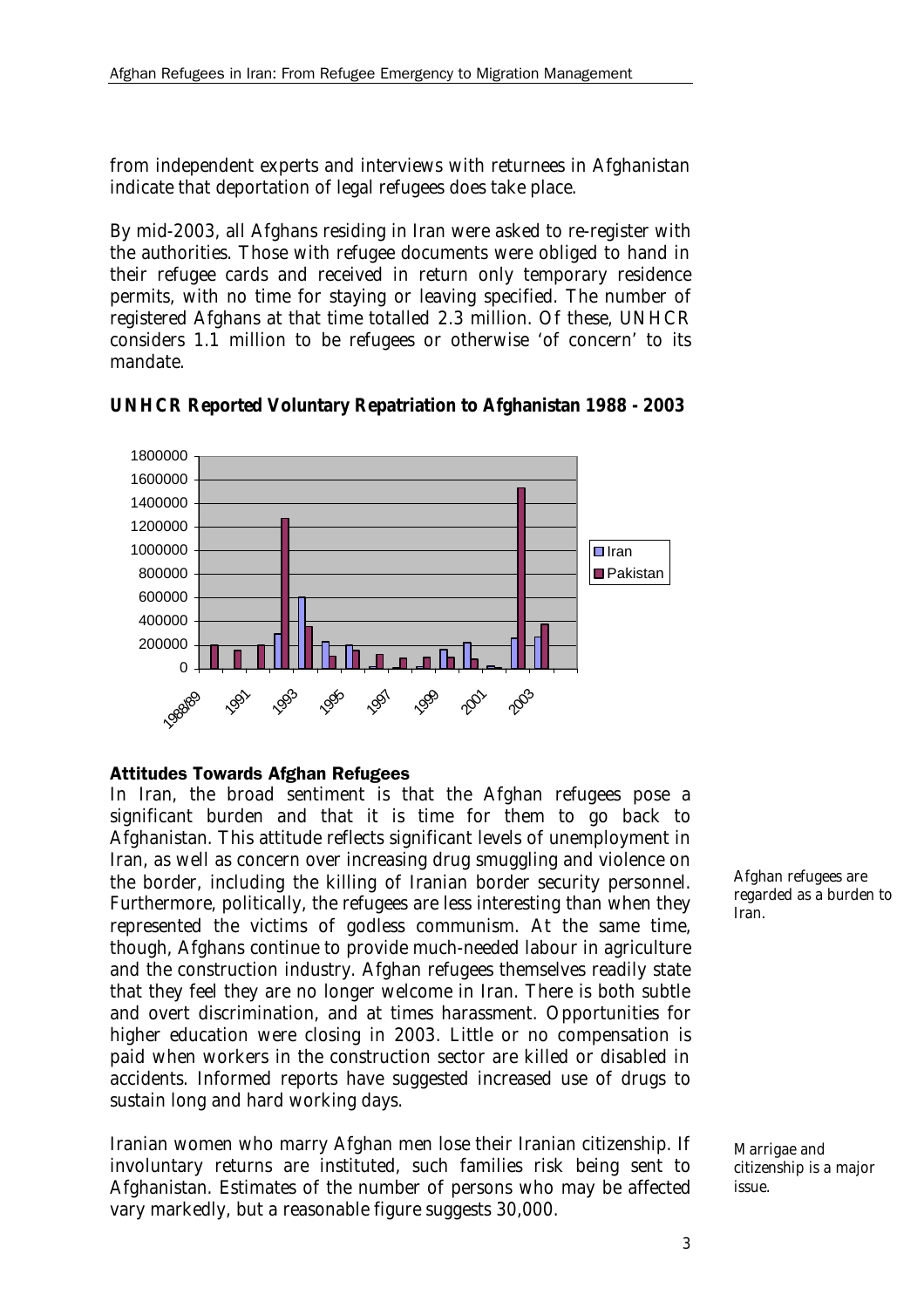from independent experts and interviews with returnees in Afghanistan indicate that deportation of legal refugees does take place.

By mid-2003, all Afghans residing in Iran were asked to re-register with the authorities. Those with refugee documents were obliged to hand in their refugee cards and received in return only temporary residence permits, with no time for staying or leaving specified. The number of registered Afghans at that time totalled 2.3 million. Of these, UNHCR considers 1.1 million to be refugees or otherwise 'of concern' to its mandate.

**UNHCR Reported Voluntary Repatriation to Afghanistan 1988 - 2003**

1800000
1600000
1400000
1200000
1000000
800000
600000
400000
200000
0

1988/89
1991
1993
1995
1997
1999
2001
2003

Iran
Pakistan

### Attitudes Towards Afghan Refugees

In Iran, the broad sentiment is that the Afghan refugees pose a significant burden and that it is time for them to go back to Afghanistan. This attitude reflects significant levels of unemployment in Iran, as well as concern over increasing drug smuggling and violence on the border, including the killing of Iranian border security personnel. Furthermore, politically, the refugees are less interesting than when they represented the victims of godless communism. At the same time, though, Afghans continue to provide much-needed labour in agriculture and the construction industry. Afghan refugees themselves readily state that they feel they are no longer welcome in Iran. There is both subtle and overt discrimination, and at times harassment. Opportunities for higher education were closing in 2003. Little or no compensation is paid when workers in the construction sector are killed or disabled in accidents. Informed reports have suggested increased use of drugs to sustain long and hard working days.

Afghan refugees are regarded as a burden to Iran.

Iranian women who marry Afghan men lose their Iranian citizenship. If involuntary returns are instituted, such families risk being sent to Afghanistan. Estimates of the number of persons who may be affected vary markedly, but a reasonable figure suggests 30,000.

Marrigae and citizenship is a major issue.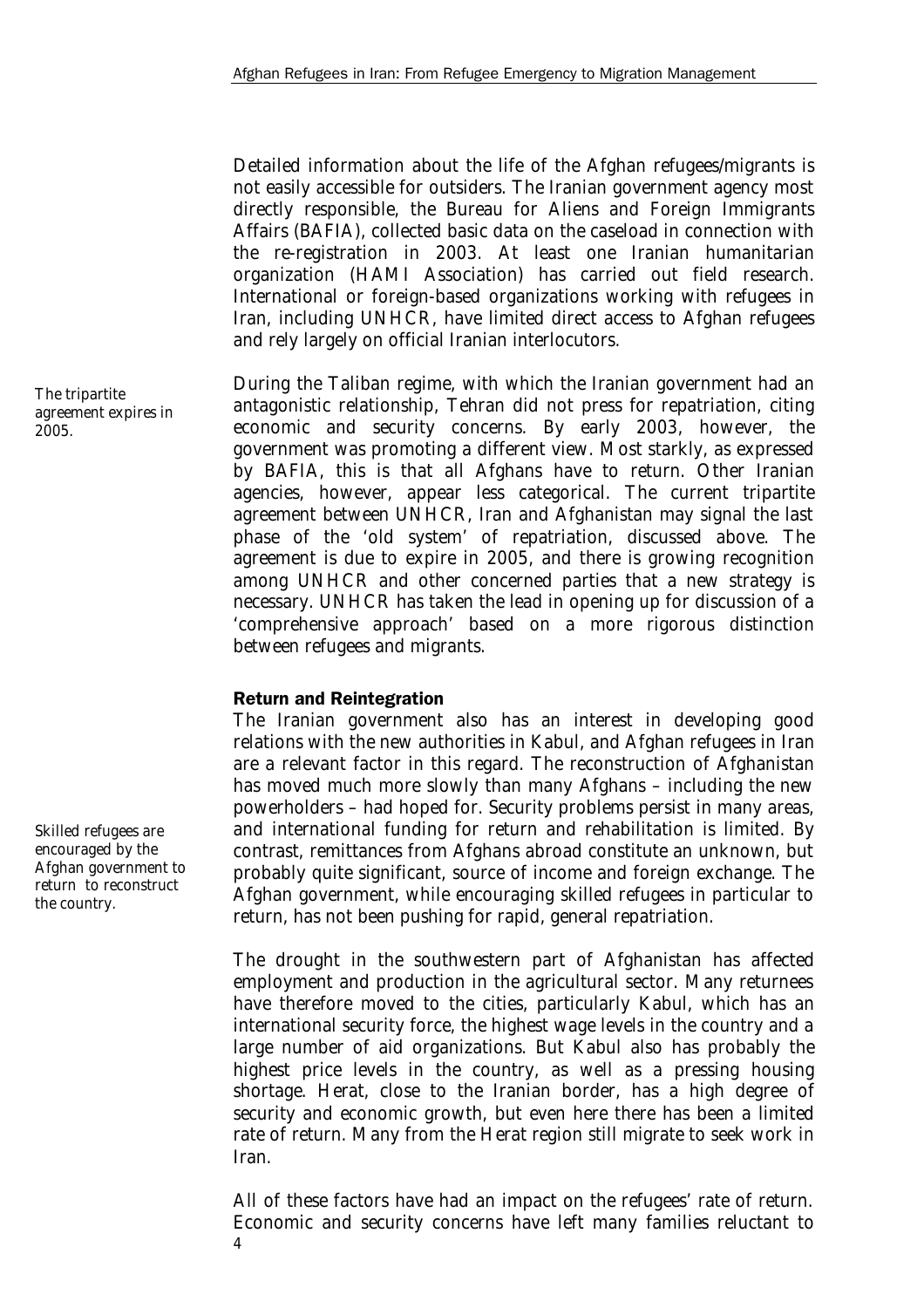Detailed information about the life of the Afghan refugees/migrants is not easily accessible for outsiders. The Iranian government agency most directly responsible, the Bureau for Aliens and Foreign Immigrants Affairs (BAFIA), collected basic data on the caseload in connection with the re-registration in 2003. At least one Iranian humanitarian organization (HAMI Association) has carried out field research. International or foreign-based organizations working with refugees in Iran, including UNHCR, have limited direct access to Afghan refugees and rely largely on official Iranian interlocutors.

*The tripartite agreement expires in 2005.*

During the Taliban regime, with which the Iranian government had an antagonistic relationship, Tehran did not press for repatriation, citing economic and security concerns. By early 2003, however, the government was promoting a different view. Most starkly, as expressed by BAFIA, this is that all Afghans have to return. Other Iranian agencies, however, appear less categorical. The current tripartite agreement between UNHCR, Iran and Afghanistan may signal the last phase of the 'old system' of repatriation, discussed above. The agreement is due to expire in 2005, and there is growing recognition among UNHCR and other concerned parties that a new strategy is necessary. UNHCR has taken the lead in opening up for discussion of a 'comprehensive approach' based on a more rigorous distinction between refugees and migrants.

### Return and Reintegration

*Skilled refugees are encouraged by the Afghan government to return to reconstruct the country.*

The Iranian government also has an interest in developing good relations with the new authorities in Kabul, and Afghan refugees in Iran are a relevant factor in this regard. The reconstruction of Afghanistan has moved much more slowly than many Afghans – including the new powerholders – had hoped for. Security problems persist in many areas, and international funding for return and rehabilitation is limited. By contrast, remittances from Afghans abroad constitute an unknown, but probably quite significant, source of income and foreign exchange. The Afghan government, while encouraging skilled refugees in particular to return, has not been pushing for rapid, general repatriation.

The drought in the southwestern part of Afghanistan has affected employment and production in the agricultural sector. Many returnees have therefore moved to the cities, particularly Kabul, which has an international security force, the highest wage levels in the country and a large number of aid organizations. But Kabul also has probably the highest price levels in the country, as well as a pressing housing shortage. Herat, close to the Iranian border, has a high degree of security and economic growth, but even here there has been a limited rate of return. Many from the Herat region still migrate to seek work in Iran.

All of these factors have had an impact on the refugees' rate of return. Economic and security concerns have left many families reluctant to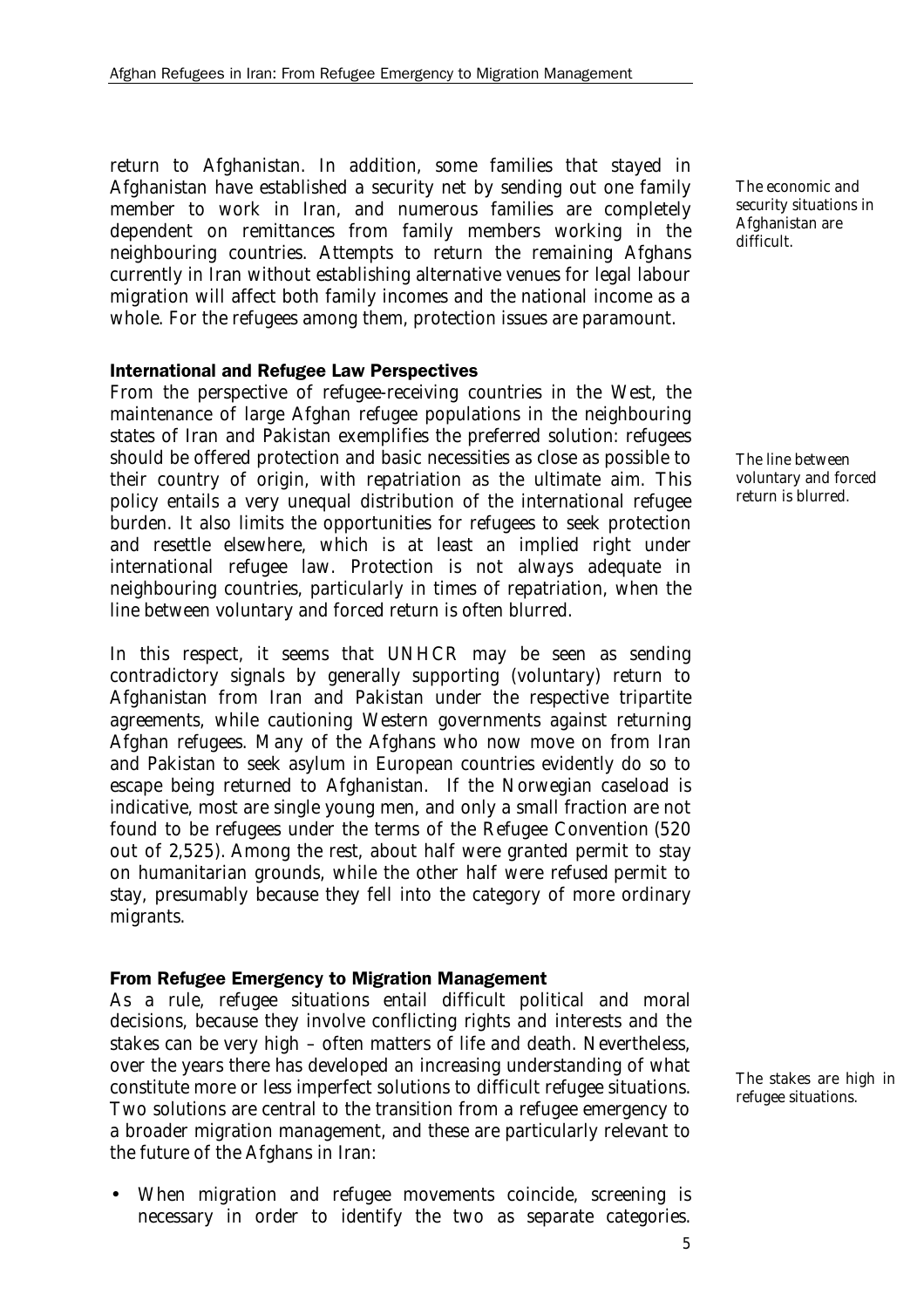return to Afghanistan. In addition, some families that stayed in Afghanistan have established a security net by sending out one family member to work in Iran, and numerous families are completely dependent on remittances from family members working in the neighbouring countries. Attempts to return the remaining Afghans currently in Iran without establishing alternative venues for legal labour migration will affect both family incomes and the national income as a whole. For the refugees among them, protection issues are paramount.

*The economic and security situations in Afghanistan are difficult.*

### International and Refugee Law Perspectives

From the perspective of refugee-receiving countries in the West, the maintenance of large Afghan refugee populations in the neighbouring states of Iran and Pakistan exemplifies the preferred solution: refugees should be offered protection and basic necessities as close as possible to their country of origin, with repatriation as the ultimate aim. This policy entails a very unequal distribution of the international refugee burden. It also limits the opportunities for refugees to seek protection and resettle elsewhere, which is at least an implied right under international refugee law. Protection is not always adequate in neighbouring countries, particularly in times of repatriation, when the line between voluntary and forced return is often blurred.

*The line between voluntary and forced return is blurred.*

In this respect, it seems that UNHCR may be seen as sending contradictory signals by generally supporting (voluntary) return to Afghanistan from Iran and Pakistan under the respective tripartite agreements, while cautioning Western governments against returning Afghan refugees. Many of the Afghans who now move on from Iran and Pakistan to seek asylum in European countries evidently do so to escape being returned to Afghanistan. If the Norwegian caseload is indicative, most are single young men, and only a small fraction are not found to be refugees under the terms of the Refugee Convention (520 out of 2,525). Among the rest, about half were granted permit to stay on humanitarian grounds, while the other half were refused permit to stay, presumably because they fell into the category of more ordinary migrants.

### From Refugee Emergency to Migration Management

As a rule, refugee situations entail difficult political and moral decisions, because they involve conflicting rights and interests and the stakes can be very high – often matters of life and death. Nevertheless, over the years there has developed an increasing understanding of what constitute more or less imperfect solutions to difficult refugee situations. Two solutions are central to the transition from a refugee emergency to a broader migration management, and these are particularly relevant to the future of the Afghans in Iran:

*The stakes are high in refugee situations.*

- When migration and refugee movements coincide, screening is necessary in order to identify the two as separate categories.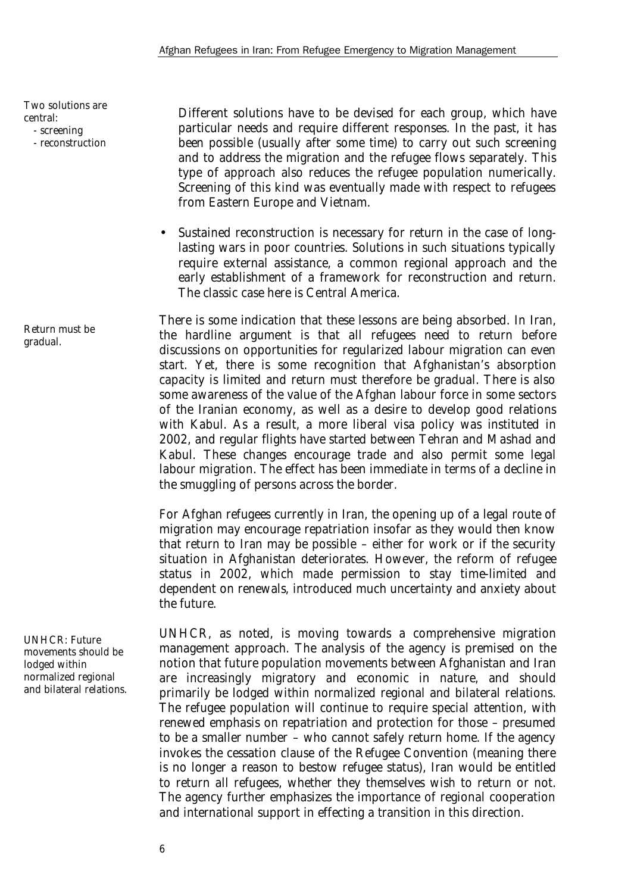Two solutions are central:
- screening
- reconstruction

Different solutions have to be devised for each group, which have particular needs and require different responses. In the past, it has been possible (usually after some time) to carry out such screening and to address the migration and the refugee flows separately. This type of approach also reduces the refugee population numerically. Screening of this kind was eventually made with respect to refugees from Eastern Europe and Vietnam.

- Sustained reconstruction is necessary for return in the case of long-lasting wars in poor countries. Solutions in such situations typically require external assistance, a common regional approach and the early establishment of a framework for reconstruction and return. The classic case here is Central America.

Return must be gradual.

There is some indication that these lessons are being absorbed. In Iran, the hardline argument is that all refugees need to return before discussions on opportunities for regularized labour migration can even start. Yet, there is some recognition that Afghanistan's absorption capacity is limited and return must therefore be gradual. There is also some awareness of the value of the Afghan labour force in some sectors of the Iranian economy, as well as a desire to develop good relations with Kabul. As a result, a more liberal visa policy was instituted in 2002, and regular flights have started between Tehran and Mashad and Kabul. These changes encourage trade and also permit some legal labour migration. The effect has been immediate in terms of a decline in the smuggling of persons across the border.

For Afghan refugees currently in Iran, the opening up of a legal route of migration may encourage repatriation insofar as they would then know that return to Iran may be possible – either for work or if the security situation in Afghanistan deteriorates. However, the reform of refugee status in 2002, which made permission to stay time-limited and dependent on renewals, introduced much uncertainty and anxiety about the future.

UNHCR: Future movements should be lodged within normalized regional and bilateral relations.

UNHCR, as noted, is moving towards a comprehensive migration management approach. The analysis of the agency is premised on the notion that future population movements between Afghanistan and Iran are increasingly migratory and economic in nature, and should primarily be lodged within normalized regional and bilateral relations. The refugee population will continue to require special attention, with renewed emphasis on repatriation and protection for those – presumed to be a smaller number – who cannot safely return home. If the agency invokes the cessation clause of the Refugee Convention (meaning there is no longer a reason to bestow refugee status), Iran would be entitled to return all refugees, whether they themselves wish to return or not. The agency further emphasizes the importance of regional cooperation and international support in effecting a transition in this direction.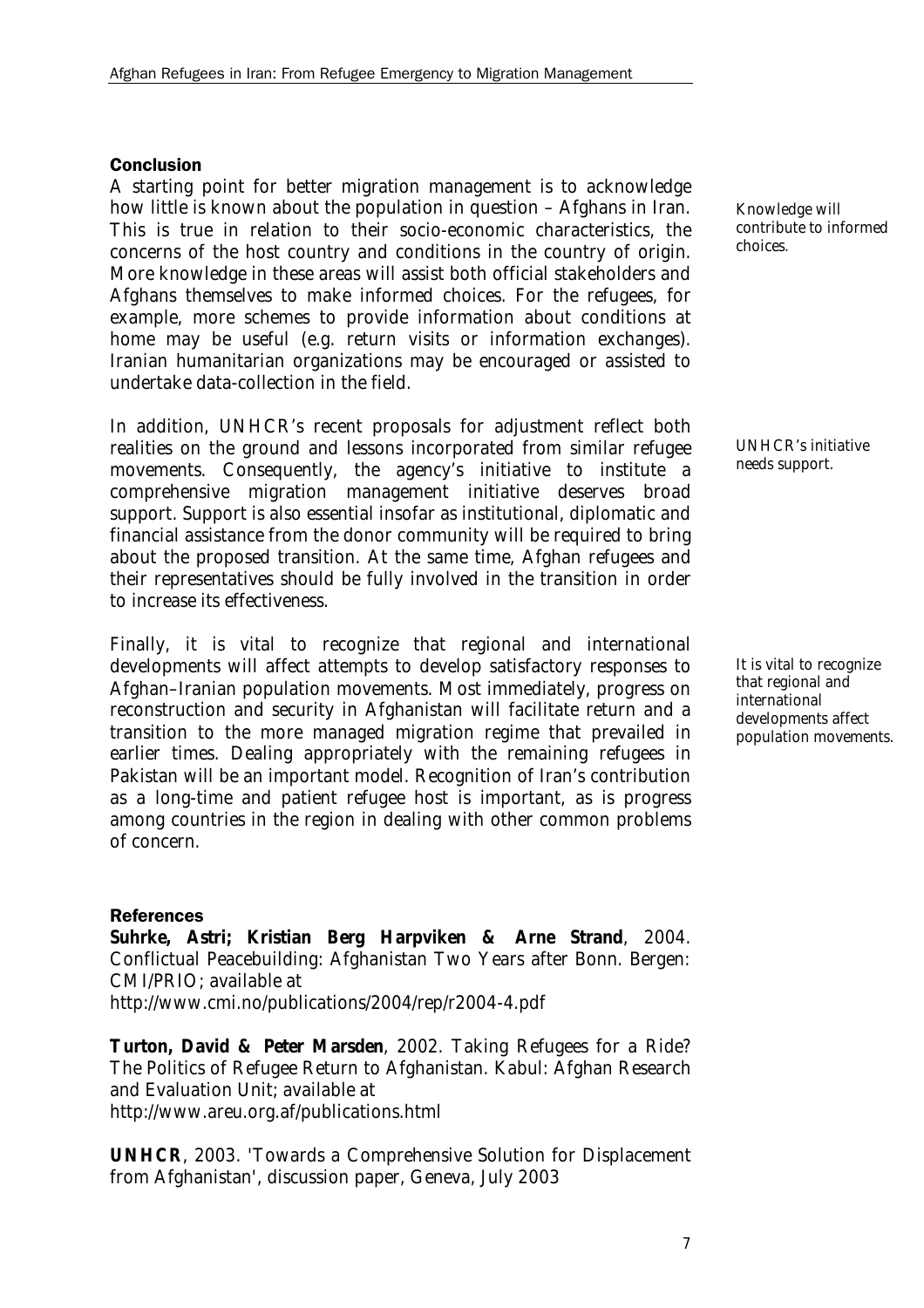## Conclusion

A starting point for better migration management is to acknowledge how little is known about the population in question – Afghans in Iran. This is true in relation to their socio-economic characteristics, the concerns of the host country and conditions in the country of origin. More knowledge in these areas will assist both official stakeholders and Afghans themselves to make informed choices. For the refugees, for example, more schemes to provide information about conditions at home may be useful (e.g. return visits or information exchanges). Iranian humanitarian organizations may be encouraged or assisted to undertake data-collection in the field.

*Knowledge will contribute to informed choices.*

In addition, UNHCR's recent proposals for adjustment reflect both realities on the ground and lessons incorporated from similar refugee movements. Consequently, the agency's initiative to institute a comprehensive migration management initiative deserves broad support. Support is also essential insofar as institutional, diplomatic and financial assistance from the donor community will be required to bring about the proposed transition. At the same time, Afghan refugees and their representatives should be fully involved in the transition in order to increase its effectiveness.

*UNHCR's initiative needs support.*

Finally, it is vital to recognize that regional and international developments will affect attempts to develop satisfactory responses to Afghan–Iranian population movements. Most immediately, progress on reconstruction and security in Afghanistan will facilitate return and a transition to the more managed migration regime that prevailed in earlier times. Dealing appropriately with the remaining refugees in Pakistan will be an important model. Recognition of Iran's contribution as a long-time and patient refugee host is important, as is progress among countries in the region in dealing with other common problems of concern.

*It is vital to recognize that regional and international developments affect population movements.*

## References

**Suhrke, Astri; Kristian Berg Harpviken & Arne Strand**, 2004. Conflictual Peacebuilding: Afghanistan Two Years after Bonn. Bergen: CMI/PRIO; available at http://www.cmi.no/publications/2004/rep/r2004-4.pdf

**Turton, David & Peter Marsden**, 2002. Taking Refugees for a Ride? The Politics of Refugee Return to Afghanistan. Kabul: Afghan Research and Evaluation Unit; available at http://www.areu.org.af/publications.html

**UNHCR**, 2003. 'Towards a Comprehensive Solution for Displacement from Afghanistan', discussion paper, Geneva, July 2003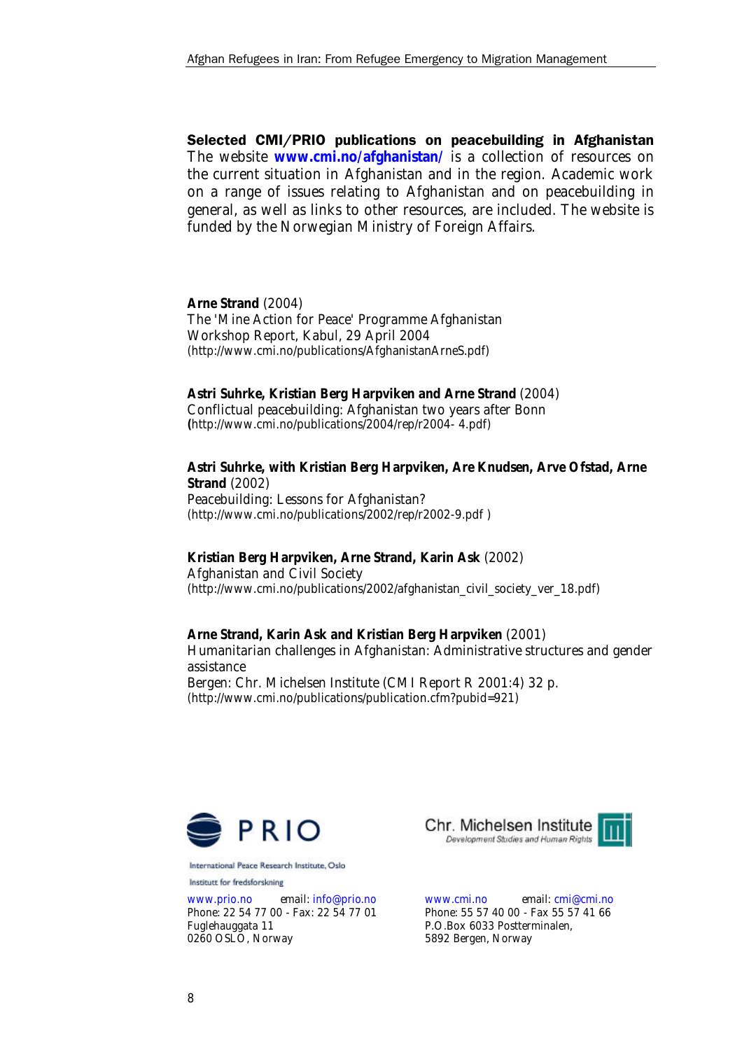**Selected CMI/PRIO publications on peacebuilding in Afghanistan**
The website **www.cmi.no/afghanistan/** is a collection of resources on the current situation in Afghanistan and in the region. Academic work on a range of issues relating to Afghanistan and on peacebuilding in general, as well as links to other resources, are included. The website is funded by the Norwegian Ministry of Foreign Affairs.

**Arne Strand** (2004)
The 'Mine Action for Peace' Programme Afghanistan
Workshop Report, Kabul, 29 April 2004
(http://www.cmi.no/publications/AfghanistanArneS.pdf)

**Astri Suhrke, Kristian Berg Harpviken and Arne Strand** (2004)
Conflictual peacebuilding: Afghanistan two years after Bonn
**(**http://www.cmi.no/publications/2004/rep/r2004- 4.pdf)

**Astri Suhrke, with Kristian Berg Harpviken, Are Knudsen, Arve Ofstad, Arne Strand** (2002)
Peacebuilding: Lessons for Afghanistan?
(http://www.cmi.no/publications/2002/rep/r2002-9.pdf )

**Kristian Berg Harpviken, Arne Strand, Karin Ask** (2002)
Afghanistan and Civil Society
(http://www.cmi.no/publications/2002/afghanistan_civil_society_ver_18.pdf)

**Arne Strand, Karin Ask and Kristian Berg Harpviken** (2001)
Humanitarian challenges in Afghanistan: Administrative structures and gender assistance
Bergen: Chr. Michelsen Institute (CMI Report R 2001:4) 32 p.
(http://www.cmi.no/publications/publication.cfm?pubid=921)

PRIO
International Peace Research Institute, Oslo
Institutt for fredsforskning

www.prio.no email: info@prio.no
Phone: 22 54 77 00 - Fax: 22 54 77 01
Fuglehauggata 11
0260 OSLO, Norway

Chr. Michelsen Institute
Development Studies and Human Rights

www.cmi.no email: cmi@cmi.no
Phone: 55 57 40 00 - Fax 55 57 41 66
P.O.Box 6033 Postterminalen,
5892 Bergen, Norway